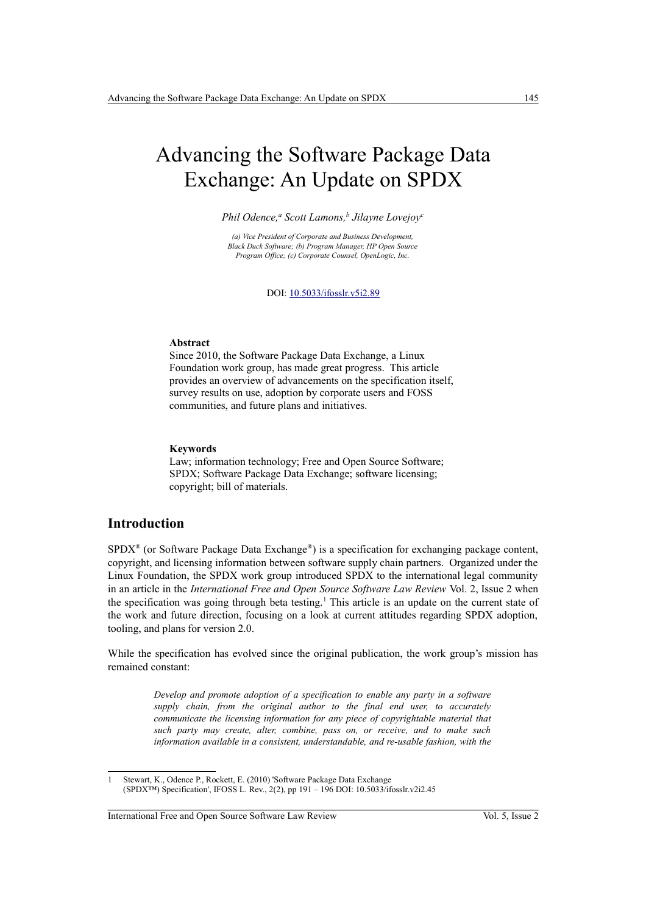# Advancing the Software Package Data Exchange: An Update on SPDX

*Phil Odence,[a] Scott Lamons,[b] Jilayne Lovejoy[c]*

*(a) Vice President of Corporate and Business Development, Black Duck Software; (b) Program Manager, HP Open Source Program Office; (c) Corporate Counsel, OpenLogic, Inc.*

DOI: 10.5033/ifosslr.v5i2.89

**Abstract**

Since 2010, the Software Package Data Exchange, a Linux Foundation work group, has made great progress. This article provides an overview of advancements on the specification itself, survey results on use, adoption by corporate users and FOSS communities, and future plans and initiatives.

**Keywords**

Law; information technology; Free and Open Source Software; SPDX; Software Package Data Exchange; software licensing; copyright; bill of materials.

## Introduction

SPDX® (or Software Package Data Exchange®) is a specification for exchanging package content, copyright, and licensing information between software supply chain partners. Organized under the Linux Foundation, the SPDX work group introduced SPDX to the international legal community in an article in the *International Free and Open Source Software Law Review* Vol. 2, Issue 2 when the specification was going through beta testing.[1] This article is an update on the current state of the work and future direction, focusing on a look at current attitudes regarding SPDX adoption, tooling, and plans for version 2.0.

While the specification has evolved since the original publication, the work group's mission has remained constant:

> *Develop and promote adoption of a specification to enable any party in a software supply chain, from the original author to the final end user, to accurately communicate the licensing information for any piece of copyrightable material that such party may create, alter, combine, pass on, or receive, and to make such information available in a consistent, understandable, and re-usable fashion, with the*

---

1 Stewart, K., Odence P., Rockett, E. (2010) 'Software Package Data Exchange (SPDX™) Specification', IFOSS L. Rev., 2(2), pp 191 – 196 DOI: 10.5033/ifosslr.v2i2.45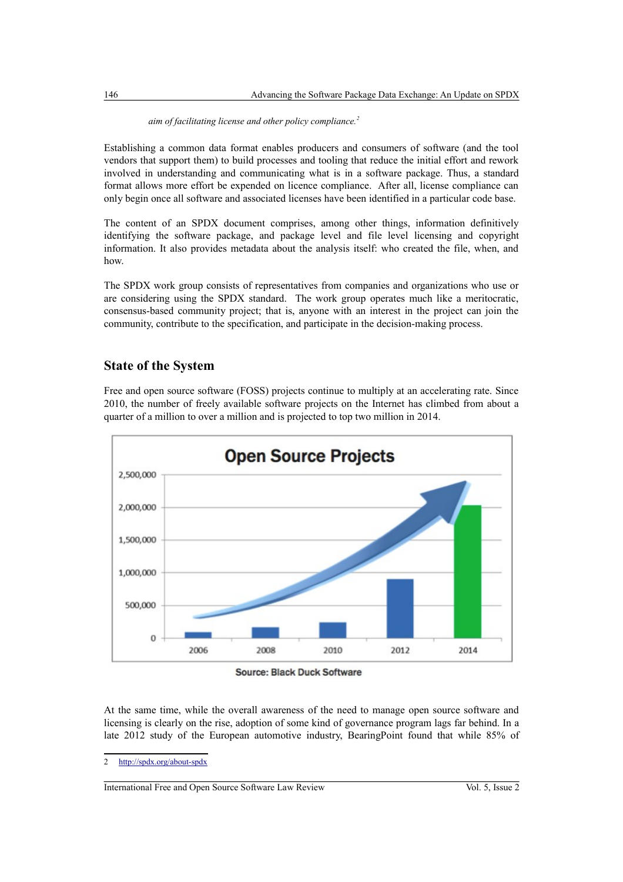*aim of facilitating license and other policy compliance.*[2]

Establishing a common data format enables producers and consumers of software (and the tool vendors that support them) to build processes and tooling that reduce the initial effort and rework involved in understanding and communicating what is in a software package. Thus, a standard format allows more effort be expended on licence compliance. After all, license compliance can only begin once all software and associated licenses have been identified in a particular code base.

The content of an SPDX document comprises, among other things, information definitively identifying the software package, and package level and file level licensing and copyright information. It also provides metadata about the analysis itself: who created the file, when, and how.

The SPDX work group consists of representatives from companies and organizations who use or are considering using the SPDX standard. The work group operates much like a meritocratic, consensus-based community project; that is, anyone with an interest in the project can join the community, contribute to the specification, and participate in the decision-making process.

## State of the System

Free and open source software (FOSS) projects continue to multiply at an accelerating rate. Since 2010, the number of freely available software projects on the Internet has climbed from about a quarter of a million to over a million and is projected to top two million in 2014.

**Open Source Projects**

Source: Black Duck Software

At the same time, while the overall awareness of the need to manage open source software and licensing is clearly on the rise, adoption of some kind of governance program lags far behind. In a late 2012 study of the European automotive industry, BearingPoint found that while 85% of

---

2 http://spdx.org/about-spdx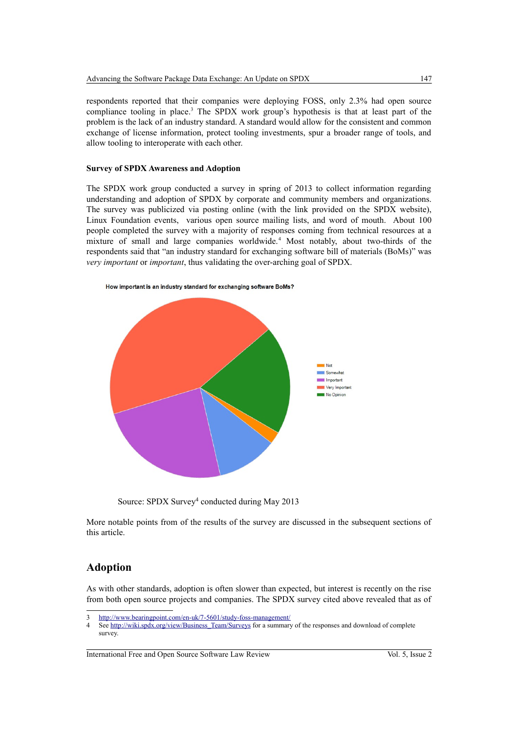respondents reported that their companies were deploying FOSS, only 2.3% had open source compliance tooling in place.[3] The SPDX work group's hypothesis is that at least part of the problem is the lack of an industry standard. A standard would allow for the consistent and common exchange of license information, protect tooling investments, spur a broader range of tools, and allow tooling to interoperate with each other.

**Survey of SPDX Awareness and Adoption**

The SPDX work group conducted a survey in spring of 2013 to collect information regarding understanding and adoption of SPDX by corporate and community members and organizations. The survey was publicized via posting online (with the link provided on the SPDX website), Linux Foundation events, various open source mailing lists, and word of mouth. About 100 people completed the survey with a majority of responses coming from technical resources at a mixture of small and large companies worldwide.[4] Most notably, about two-thirds of the respondents said that "an industry standard for exchanging software bill of materials (BoMs)" was *very important* or *important*, thus validating the over-arching goal of SPDX.

How important is an industry standard for exchanging software BoMs?

Not
Somewhat
Important
Very Important
No Opinion

Source: SPDX Survey[4] conducted during May 2013

More notable points from of the results of the survey are discussed in the subsequent sections of this article.

## Adoption

As with other standards, adoption is often slower than expected, but interest is recently on the rise from both open source projects and companies. The SPDX survey cited above revealed that as of

---

3 http://www.bearingpoint.com/en-uk/7-5601/study-foss-management/

4 See http://wiki.spdx.org/view/Business_Team/Surveys for a summary of the responses and download of complete survey.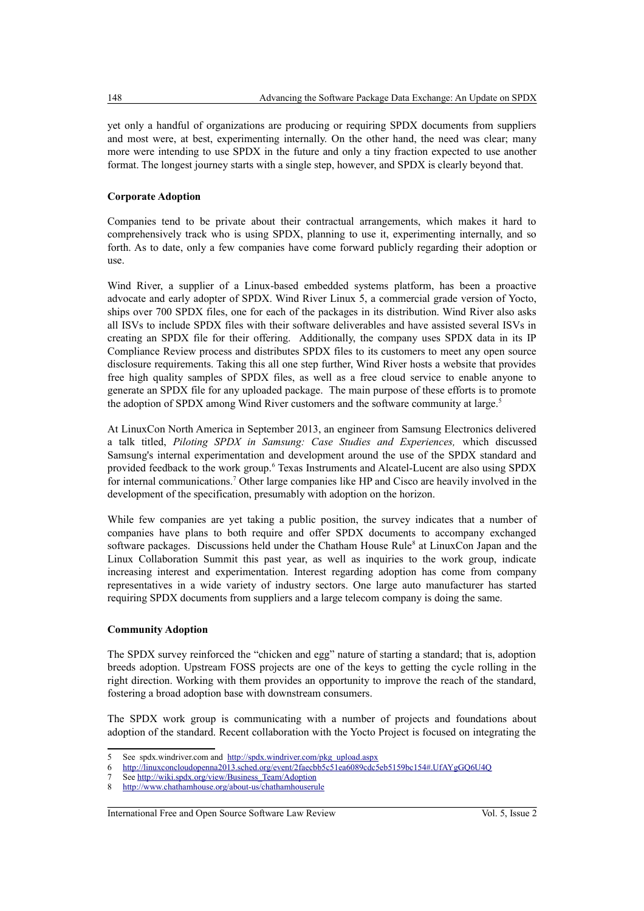yet only a handful of organizations are producing or requiring SPDX documents from suppliers and most were, at best, experimenting internally. On the other hand, the need was clear; many more were intending to use SPDX in the future and only a tiny fraction expected to use another format. The longest journey starts with a single step, however, and SPDX is clearly beyond that.

**Corporate Adoption**

Companies tend to be private about their contractual arrangements, which makes it hard to comprehensively track who is using SPDX, planning to use it, experimenting internally, and so forth. As to date, only a few companies have come forward publicly regarding their adoption or use.

Wind River, a supplier of a Linux-based embedded systems platform, has been a proactive advocate and early adopter of SPDX. Wind River Linux 5, a commercial grade version of Yocto, ships over 700 SPDX files, one for each of the packages in its distribution. Wind River also asks all ISVs to include SPDX files with their software deliverables and have assisted several ISVs in creating an SPDX file for their offering. Additionally, the company uses SPDX data in its IP Compliance Review process and distributes SPDX files to its customers to meet any open source disclosure requirements. Taking this all one step further, Wind River hosts a website that provides free high quality samples of SPDX files, as well as a free cloud service to enable anyone to generate an SPDX file for any uploaded package. The main purpose of these efforts is to promote the adoption of SPDX among Wind River customers and the software community at large.[5]

At LinuxCon North America in September 2013, an engineer from Samsung Electronics delivered a talk titled, *Piloting SPDX in Samsung: Case Studies and Experiences,* which discussed Samsung's internal experimentation and development around the use of the SPDX standard and provided feedback to the work group.[6] Texas Instruments and Alcatel-Lucent are also using SPDX for internal communications.[7] Other large companies like HP and Cisco are heavily involved in the development of the specification, presumably with adoption on the horizon.

While few companies are yet taking a public position, the survey indicates that a number of companies have plans to both require and offer SPDX documents to accompany exchanged software packages. Discussions held under the Chatham House Rule[8] at LinuxCon Japan and the Linux Collaboration Summit this past year, as well as inquiries to the work group, indicate increasing interest and experimentation. Interest regarding adoption has come from company representatives in a wide variety of industry sectors. One large auto manufacturer has started requiring SPDX documents from suppliers and a large telecom company is doing the same.

**Community Adoption**

The SPDX survey reinforced the "chicken and egg" nature of starting a standard; that is, adoption breeds adoption. Upstream FOSS projects are one of the keys to getting the cycle rolling in the right direction. Working with them provides an opportunity to improve the reach of the standard, fostering a broad adoption base with downstream consumers.

The SPDX work group is communicating with a number of projects and foundations about adoption of the standard. Recent collaboration with the Yocto Project is focused on integrating the

---

5 See spdx.windriver.com and http://spdx.windriver.com/pkg_upload.aspx

6 http://linuxconcloudopenna2013.sched.org/event/2faecbb5c51ea6089cdc5eb5159bc154#.UfAYgGQ6U4Q

7 See http://wiki.spdx.org/view/Business_Team/Adoption

8 http://www.chathamhouse.org/about-us/chathamhouserule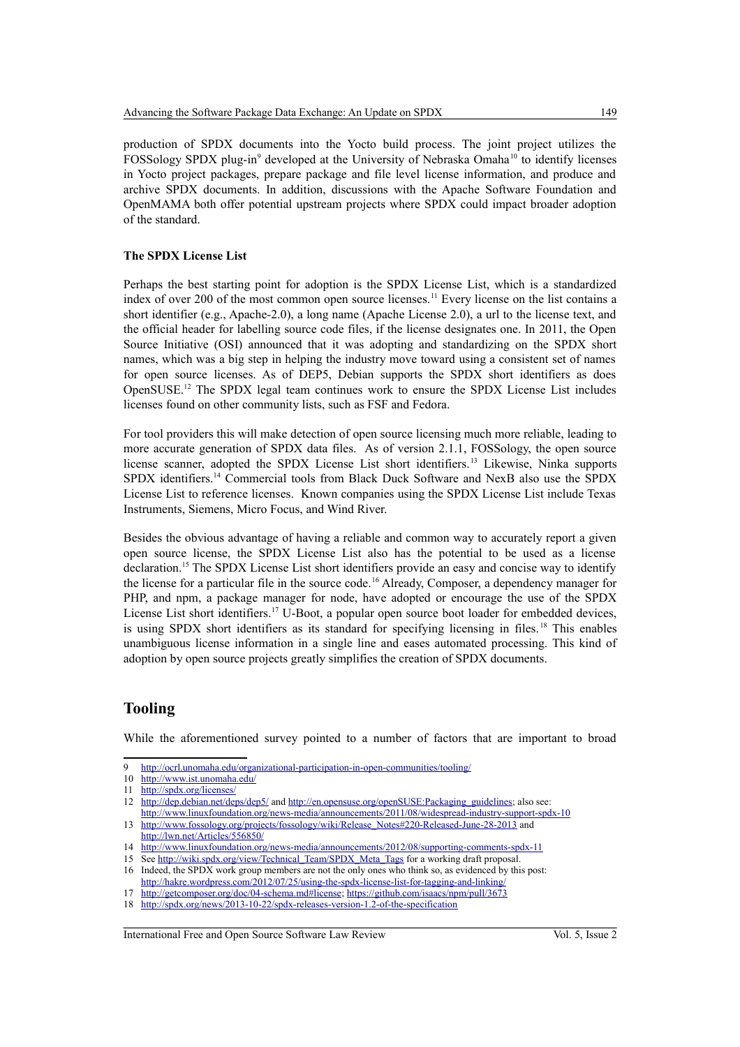production of SPDX documents into the Yocto build process. The joint project utilizes the FOSSology SPDX plug-in[9] developed at the University of Nebraska Omaha[10] to identify licenses in Yocto project packages, prepare package and file level license information, and produce and archive SPDX documents. In addition, discussions with the Apache Software Foundation and OpenMAMA both offer potential upstream projects where SPDX could impact broader adoption of the standard.

**The SPDX License List**

Perhaps the best starting point for adoption is the SPDX License List, which is a standardized index of over 200 of the most common open source licenses.[11] Every license on the list contains a short identifier (e.g., Apache-2.0), a long name (Apache License 2.0), a url to the license text, and the official header for labelling source code files, if the license designates one. In 2011, the Open Source Initiative (OSI) announced that it was adopting and standardizing on the SPDX short names, which was a big step in helping the industry move toward using a consistent set of names for open source licenses. As of DEP5, Debian supports the SPDX short identifiers as does OpenSUSE.[12] The SPDX legal team continues work to ensure the SPDX License List includes licenses found on other community lists, such as FSF and Fedora.

For tool providers this will make detection of open source licensing much more reliable, leading to more accurate generation of SPDX data files. As of version 2.1.1, FOSSology, the open source license scanner, adopted the SPDX License List short identifiers.[13] Likewise, Ninka supports SPDX identifiers.[14] Commercial tools from Black Duck Software and NexB also use the SPDX License List to reference licenses. Known companies using the SPDX License List include Texas Instruments, Siemens, Micro Focus, and Wind River.

Besides the obvious advantage of having a reliable and common way to accurately report a given open source license, the SPDX License List also has the potential to be used as a license declaration.[15] The SPDX License List short identifiers provide an easy and concise way to identify the license for a particular file in the source code.[16] Already, Composer, a dependency manager for PHP, and npm, a package manager for node, have adopted or encourage the use of the SPDX License List short identifiers.[17] U-Boot, a popular open source boot loader for embedded devices, is using SPDX short identifiers as its standard for specifying licensing in files.[18] This enables unambiguous license information in a single line and eases automated processing. This kind of adoption by open source projects greatly simplifies the creation of SPDX documents.

## Tooling

While the aforementioned survey pointed to a number of factors that are important to broad

---

9 http://ocrl.unomaha.edu/organizational-participation-in-open-communities/tooling/
10 http://www.ist.unomaha.edu/
11 http://spdx.org/licenses/
12 http://dep.debian.net/deps/dep5/ and http://en.opensuse.org/openSUSE:Packaging_guidelines; also see: http://www.linuxfoundation.org/news-media/announcements/2011/08/widespread-industry-support-spdx-10
13 http://www.fossology.org/projects/fossology/wiki/Release_Notes#220-Released-June-28-2013 and http://lwn.net/Articles/556850/
14 http://www.linuxfoundation.org/news-media/announcements/2012/08/supporting-comments-spdx-11
15 See http://wiki.spdx.org/view/Technical_Team/SPDX_Meta_Tags for a working draft proposal.
16 Indeed, the SPDX work group members are not the only ones who think so, as evidenced by this post: http://hakre.wordpress.com/2012/07/25/using-the-spdx-license-list-for-tagging-and-linking/
17 http://getcomposer.org/doc/04-schema.md#license; https://github.com/isaacs/npm/pull/3673
18 http://spdx.org/news/2013-10-22/spdx-releases-version-1.2-of-the-specification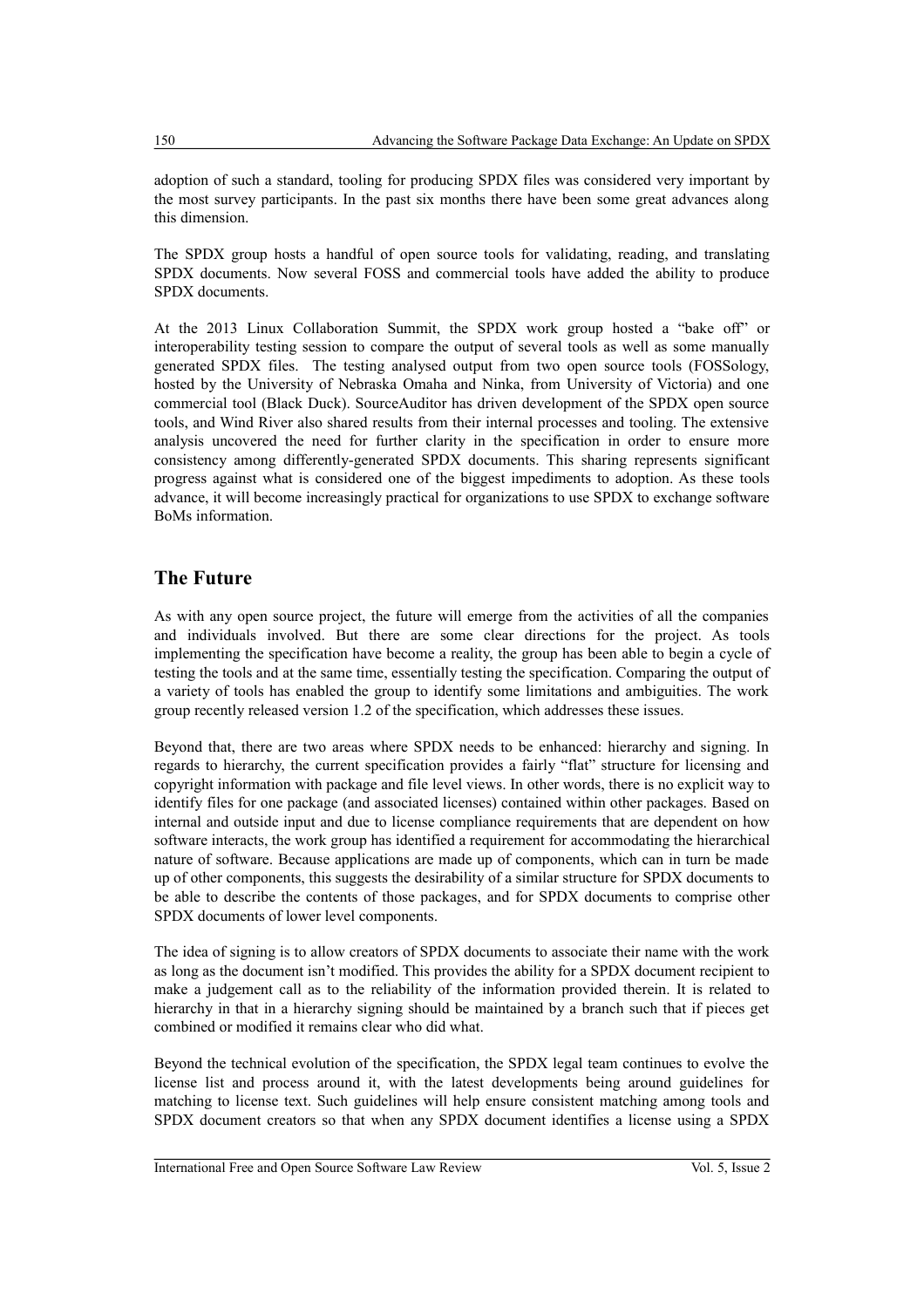adoption of such a standard, tooling for producing SPDX files was considered very important by the most survey participants. In the past six months there have been some great advances along this dimension.

The SPDX group hosts a handful of open source tools for validating, reading, and translating SPDX documents. Now several FOSS and commercial tools have added the ability to produce SPDX documents.

At the 2013 Linux Collaboration Summit, the SPDX work group hosted a "bake off" or interoperability testing session to compare the output of several tools as well as some manually generated SPDX files. The testing analysed output from two open source tools (FOSSology, hosted by the University of Nebraska Omaha and Ninka, from University of Victoria) and one commercial tool (Black Duck). SourceAuditor has driven development of the SPDX open source tools, and Wind River also shared results from their internal processes and tooling. The extensive analysis uncovered the need for further clarity in the specification in order to ensure more consistency among differently-generated SPDX documents. This sharing represents significant progress against what is considered one of the biggest impediments to adoption. As these tools advance, it will become increasingly practical for organizations to use SPDX to exchange software BoMs information.

## The Future

As with any open source project, the future will emerge from the activities of all the companies and individuals involved. But there are some clear directions for the project. As tools implementing the specification have become a reality, the group has been able to begin a cycle of testing the tools and at the same time, essentially testing the specification. Comparing the output of a variety of tools has enabled the group to identify some limitations and ambiguities. The work group recently released version 1.2 of the specification, which addresses these issues.

Beyond that, there are two areas where SPDX needs to be enhanced: hierarchy and signing. In regards to hierarchy, the current specification provides a fairly "flat" structure for licensing and copyright information with package and file level views. In other words, there is no explicit way to identify files for one package (and associated licenses) contained within other packages. Based on internal and outside input and due to license compliance requirements that are dependent on how software interacts, the work group has identified a requirement for accommodating the hierarchical nature of software. Because applications are made up of components, which can in turn be made up of other components, this suggests the desirability of a similar structure for SPDX documents to be able to describe the contents of those packages, and for SPDX documents to comprise other SPDX documents of lower level components.

The idea of signing is to allow creators of SPDX documents to associate their name with the work as long as the document isn't modified. This provides the ability for a SPDX document recipient to make a judgement call as to the reliability of the information provided therein. It is related to hierarchy in that in a hierarchy signing should be maintained by a branch such that if pieces get combined or modified it remains clear who did what.

Beyond the technical evolution of the specification, the SPDX legal team continues to evolve the license list and process around it, with the latest developments being around guidelines for matching to license text. Such guidelines will help ensure consistent matching among tools and SPDX document creators so that when any SPDX document identifies a license using a SPDX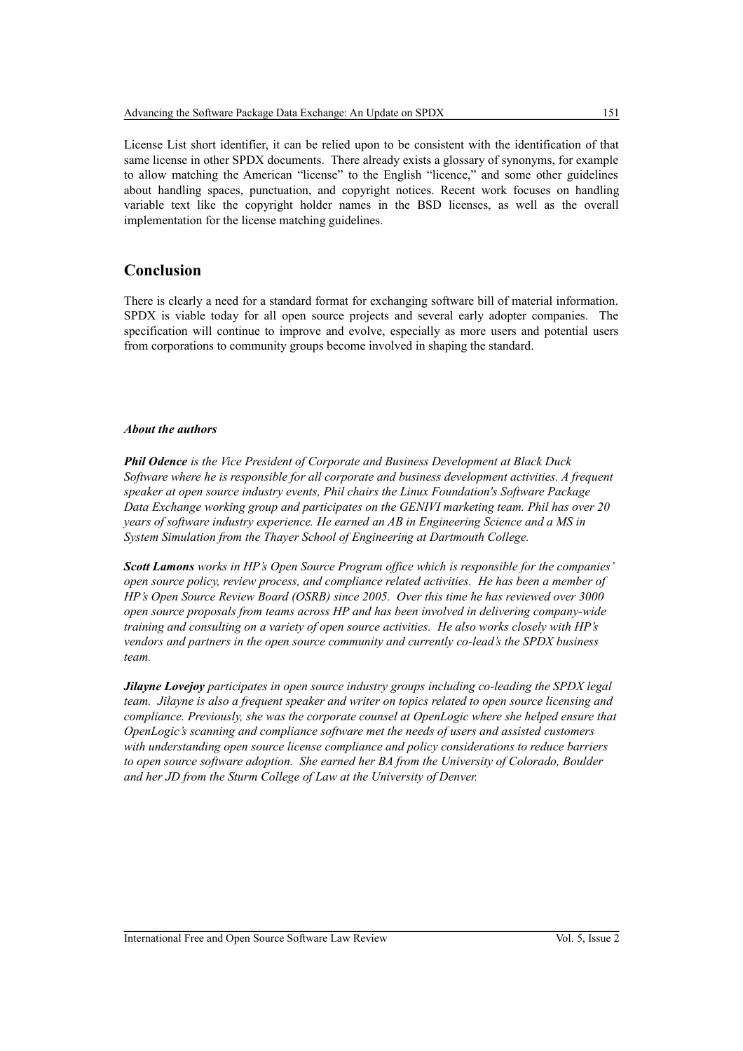License List short identifier, it can be relied upon to be consistent with the identification of that same license in other SPDX documents. There already exists a glossary of synonyms, for example to allow matching the American "license" to the English "licence," and some other guidelines about handling spaces, punctuation, and copyright notices. Recent work focuses on handling variable text like the copyright holder names in the BSD licenses, as well as the overall implementation for the license matching guidelines.

## Conclusion

There is clearly a need for a standard format for exchanging software bill of material information. SPDX is viable today for all open source projects and several early adopter companies. The specification will continue to improve and evolve, especially as more users and potential users from corporations to community groups become involved in shaping the standard.

***About the authors***

***Phil Odence*** *is the Vice President of Corporate and Business Development at Black Duck Software where he is responsible for all corporate and business development activities. A frequent speaker at open source industry events, Phil chairs the Linux Foundation's Software Package Data Exchange working group and participates on the GENIVI marketing team. Phil has over 20 years of software industry experience. He earned an AB in Engineering Science and a MS in System Simulation from the Thayer School of Engineering at Dartmouth College.*

***Scott Lamons*** *works in HP's Open Source Program office which is responsible for the companies' open source policy, review process, and compliance related activities. He has been a member of HP's Open Source Review Board (OSRB) since 2005. Over this time he has reviewed over 3000 open source proposals from teams across HP and has been involved in delivering company-wide training and consulting on a variety of open source activities. He also works closely with HP's vendors and partners in the open source community and currently co-lead's the SPDX business team.*

***Jilayne Lovejoy*** *participates in open source industry groups including co-leading the SPDX legal team. Jilayne is also a frequent speaker and writer on topics related to open source licensing and compliance. Previously, she was the corporate counsel at OpenLogic where she helped ensure that OpenLogic's scanning and compliance software met the needs of users and assisted customers with understanding open source license compliance and policy considerations to reduce barriers to open source software adoption. She earned her BA from the University of Colorado, Boulder and her JD from the Sturm College of Law at the University of Denver.*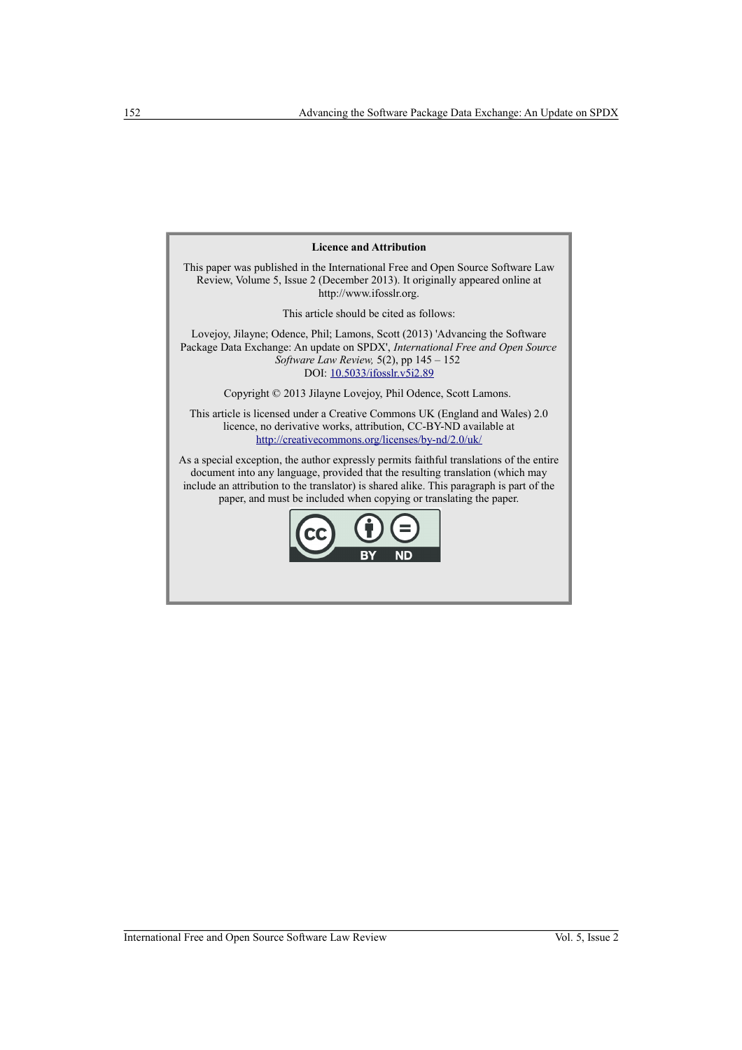**Licence and Attribution**

This paper was published in the International Free and Open Source Software Law Review, Volume 5, Issue 2 (December 2013). It originally appeared online at http://www.ifosslr.org.

This article should be cited as follows:

Lovejoy, Jilayne; Odence, Phil; Lamons, Scott (2013) 'Advancing the Software Package Data Exchange: An update on SPDX', *International Free and Open Source Software Law Review,* 5(2), pp 145 – 152
DOI: [10.5033/ifosslr.v5i2.89](http://dx.doi.org/10.5033/ifosslr.v5i2.89)

Copyright © 2013 Jilayne Lovejoy, Phil Odence, Scott Lamons.

This article is licensed under a Creative Commons UK (England and Wales) 2.0 licence, no derivative works, attribution, CC-BY-ND available at [http://creativecommons.org/licenses/by-nd/2.0/uk/](http://creativecommons.org/licenses/by-nd/2.0/uk/)

As a special exception, the author expressly permits faithful translations of the entire document into any language, provided that the resulting translation (which may include an attribution to the translator) is shared alike. This paragraph is part of the paper, and must be included when copying or translating the paper.